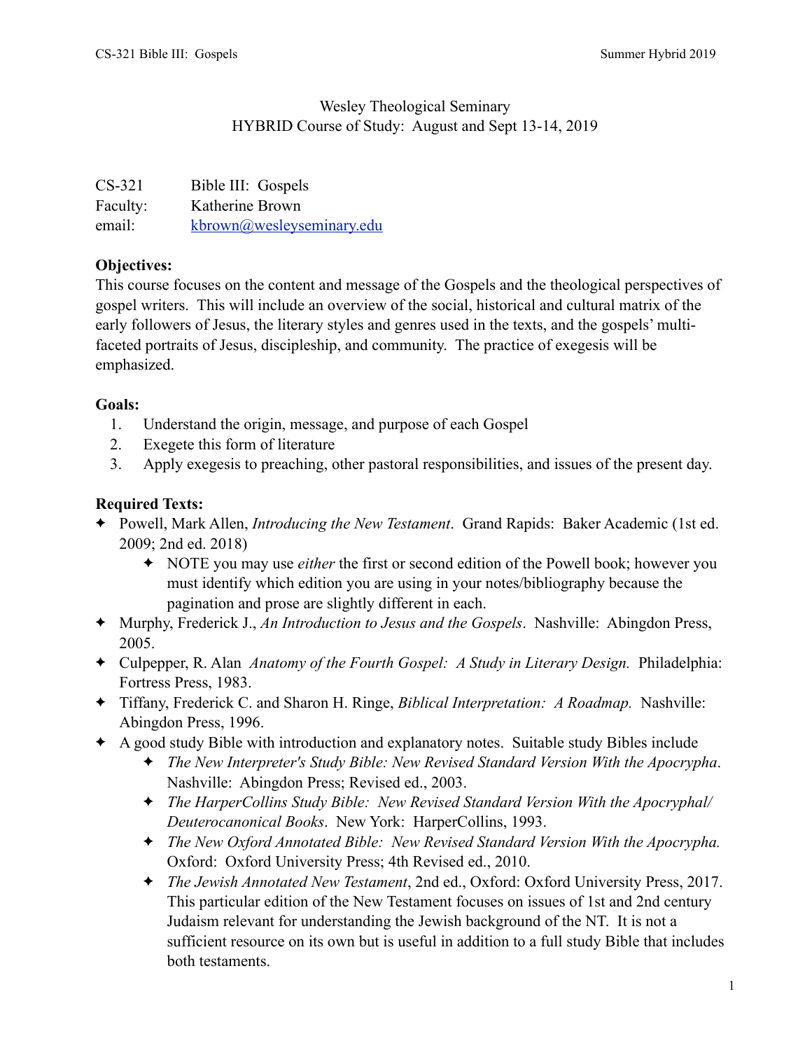Wesley Theological Seminary
HYBRID Course of Study: August and Sept 13-14, 2019

| | |
|---|---|
| CS-321 | Bible III: Gospels |
| Faculty: | Katherine Brown |
| email: | kbrown@wesleyseminary.edu |

**Objectives:**
This course focuses on the content and message of the Gospels and the theological perspectives of gospel writers. This will include an overview of the social, historical and cultural matrix of the early followers of Jesus, the literary styles and genres used in the texts, and the gospels' multi-faceted portraits of Jesus, discipleship, and community. The practice of exegesis will be emphasized.

**Goals:**
1. Understand the origin, message, and purpose of each Gospel
2. Exegete this form of literature
3. Apply exegesis to preaching, other pastoral responsibilities, and issues of the present day.

**Required Texts:**
- Powell, Mark Allen, *Introducing the New Testament*. Grand Rapids: Baker Academic (1st ed. 2009; 2nd ed. 2018)
  - NOTE you may use *either* the first or second edition of the Powell book; however you must identify which edition you are using in your notes/bibliography because the pagination and prose are slightly different in each.
- Murphy, Frederick J., *An Introduction to Jesus and the Gospels*. Nashville: Abingdon Press, 2005.
- Culpepper, R. Alan *Anatomy of the Fourth Gospel: A Study in Literary Design.* Philadelphia: Fortress Press, 1983.
- Tiffany, Frederick C. and Sharon H. Ringe, *Biblical Interpretation: A Roadmap.* Nashville: Abingdon Press, 1996.
- A good study Bible with introduction and explanatory notes. Suitable study Bibles include
  - *The New Interpreter's Study Bible: New Revised Standard Version With the Apocrypha*. Nashville: Abingdon Press; Revised ed., 2003.
  - *The HarperCollins Study Bible: New Revised Standard Version With the Apocryphal/ Deuterocanonical Books*. New York: HarperCollins, 1993.
  - *The New Oxford Annotated Bible: New Revised Standard Version With the Apocrypha.* Oxford: Oxford University Press; 4th Revised ed., 2010.
  - *The Jewish Annotated New Testament*, 2nd ed., Oxford: Oxford University Press, 2017. This particular edition of the New Testament focuses on issues of 1st and 2nd century Judaism relevant for understanding the Jewish background of the NT. It is not a sufficient resource on its own but is useful in addition to a full study Bible that includes both testaments.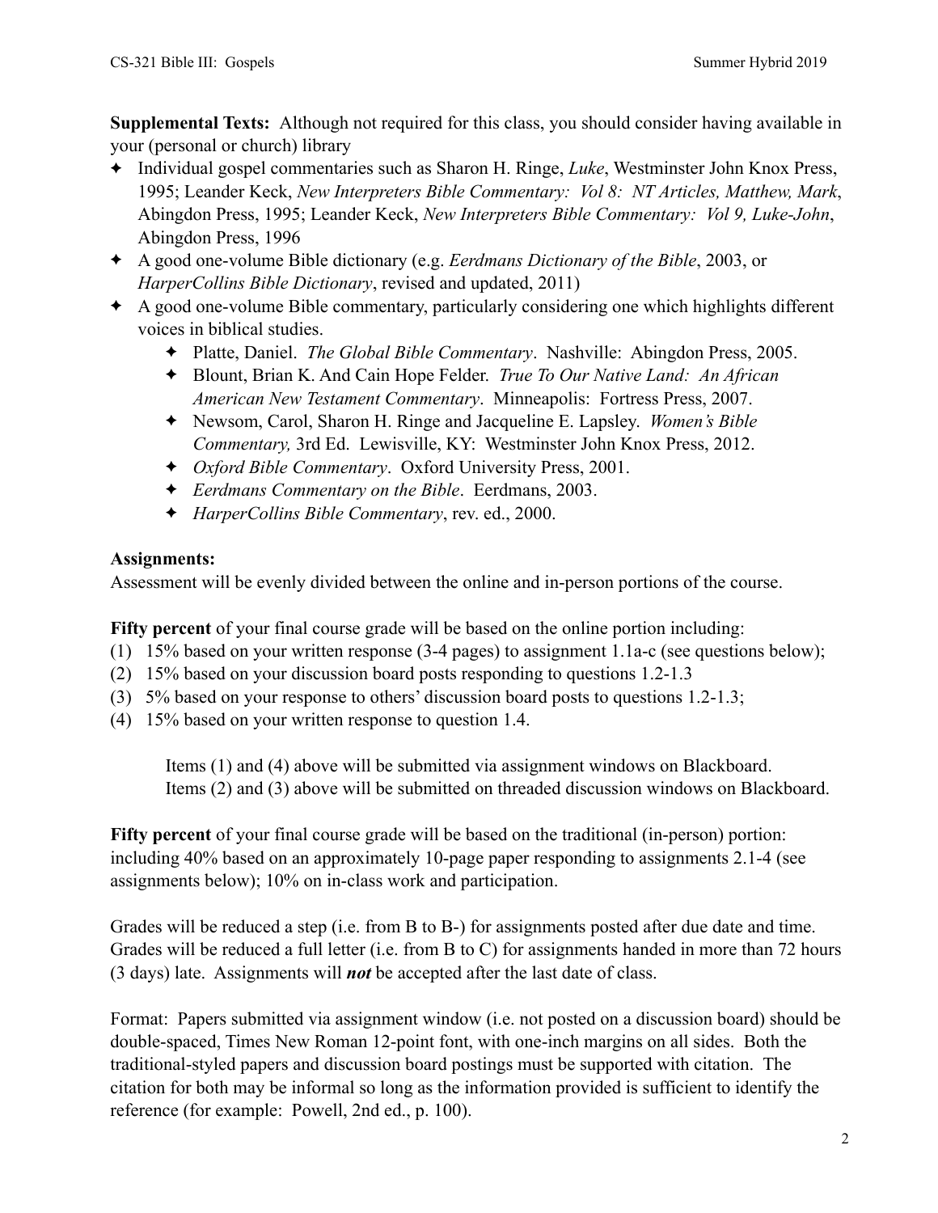**Supplemental Texts:** Although not required for this class, you should consider having available in your (personal or church) library

- Individual gospel commentaries such as Sharon H. Ringe, *Luke*, Westminster John Knox Press, 1995; Leander Keck, *New Interpreters Bible Commentary: Vol 8: NT Articles, Matthew, Mark*, Abingdon Press, 1995; Leander Keck, *New Interpreters Bible Commentary: Vol 9, Luke-John*, Abingdon Press, 1996
- A good one-volume Bible dictionary (e.g. *Eerdmans Dictionary of the Bible*, 2003, or *HarperCollins Bible Dictionary*, revised and updated, 2011)
- A good one-volume Bible commentary, particularly considering one which highlights different voices in biblical studies.
    - Platte, Daniel. *The Global Bible Commentary*. Nashville: Abingdon Press, 2005.
    - Blount, Brian K. And Cain Hope Felder. *True To Our Native Land: An African American New Testament Commentary*. Minneapolis: Fortress Press, 2007.
    - Newsom, Carol, Sharon H. Ringe and Jacqueline E. Lapsley. *Women's Bible Commentary,* 3rd Ed. Lewisville, KY: Westminster John Knox Press, 2012.
    - *Oxford Bible Commentary*. Oxford University Press, 2001.
    - *Eerdmans Commentary on the Bible*. Eerdmans, 2003.
    - *HarperCollins Bible Commentary*, rev. ed., 2000.

**Assignments:**

Assessment will be evenly divided between the online and in-person portions of the course.

**Fifty percent** of your final course grade will be based on the online portion including:

(1) 15% based on your written response (3-4 pages) to assignment 1.1a-c (see questions below);
(2) 15% based on your discussion board posts responding to questions 1.2-1.3
(3) 5% based on your response to others' discussion board posts to questions 1.2-1.3;
(4) 15% based on your written response to question 1.4.

> Items (1) and (4) above will be submitted via assignment windows on Blackboard.
> Items (2) and (3) above will be submitted on threaded discussion windows on Blackboard.

**Fifty percent** of your final course grade will be based on the traditional (in-person) portion: including 40% based on an approximately 10-page paper responding to assignments 2.1-4 (see assignments below); 10% on in-class work and participation.

Grades will be reduced a step (i.e. from B to B-) for assignments posted after due date and time. Grades will be reduced a full letter (i.e. from B to C) for assignments handed in more than 72 hours (3 days) late. Assignments will ***not*** be accepted after the last date of class.

Format: Papers submitted via assignment window (i.e. not posted on a discussion board) should be double-spaced, Times New Roman 12-point font, with one-inch margins on all sides. Both the traditional-styled papers and discussion board postings must be supported with citation. The citation for both may be informal so long as the information provided is sufficient to identify the reference (for example: Powell, 2nd ed., p. 100).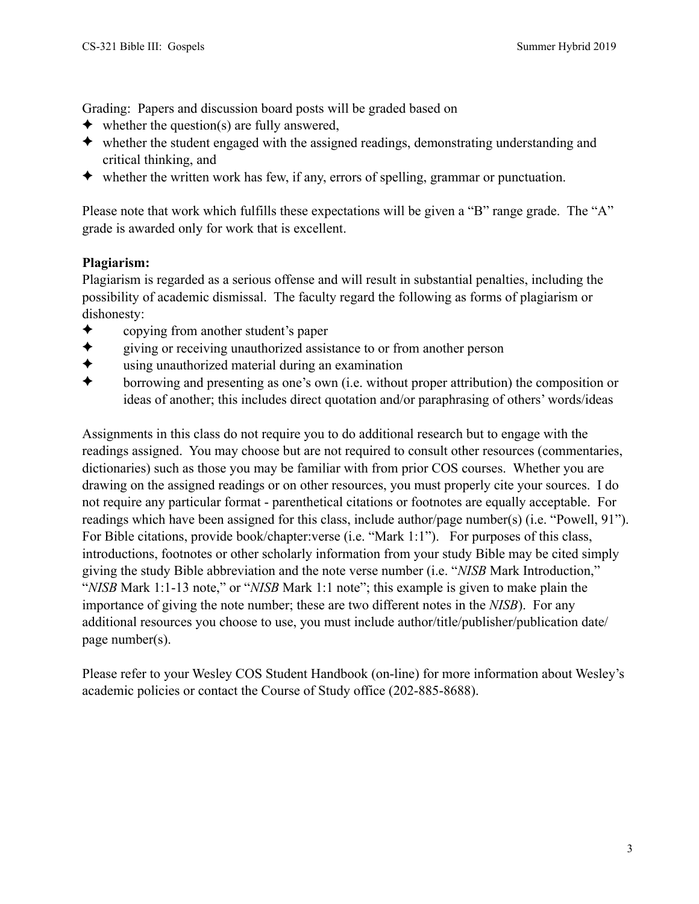Grading: Papers and discussion board posts will be graded based on

- ✦ whether the question(s) are fully answered,
- ✦ whether the student engaged with the assigned readings, demonstrating understanding and critical thinking, and
- ✦ whether the written work has few, if any, errors of spelling, grammar or punctuation.

Please note that work which fulfills these expectations will be given a "B" range grade. The "A" grade is awarded only for work that is excellent.

**Plagiarism:**

Plagiarism is regarded as a serious offense and will result in substantial penalties, including the possibility of academic dismissal. The faculty regard the following as forms of plagiarism or dishonesty:

- ✦ copying from another student's paper
- ✦ giving or receiving unauthorized assistance to or from another person
- ✦ using unauthorized material during an examination
- ✦ borrowing and presenting as one's own (i.e. without proper attribution) the composition or ideas of another; this includes direct quotation and/or paraphrasing of others' words/ideas

Assignments in this class do not require you to do additional research but to engage with the readings assigned. You may choose but are not required to consult other resources (commentaries, dictionaries) such as those you may be familiar with from prior COS courses. Whether you are drawing on the assigned readings or on other resources, you must properly cite your sources. I do not require any particular format - parenthetical citations or footnotes are equally acceptable. For readings which have been assigned for this class, include author/page number(s) (i.e. "Powell, 91"). For Bible citations, provide book/chapter:verse (i.e. "Mark 1:1"). For purposes of this class, introductions, footnotes or other scholarly information from your study Bible may be cited simply giving the study Bible abbreviation and the note verse number (i.e. "*NISB* Mark Introduction," "*NISB* Mark 1:1-13 note," or "*NISB* Mark 1:1 note"; this example is given to make plain the importance of giving the note number; these are two different notes in the *NISB*). For any additional resources you choose to use, you must include author/title/publisher/publication date/ page number(s).

Please refer to your Wesley COS Student Handbook (on-line) for more information about Wesley's academic policies or contact the Course of Study office (202-885-8688).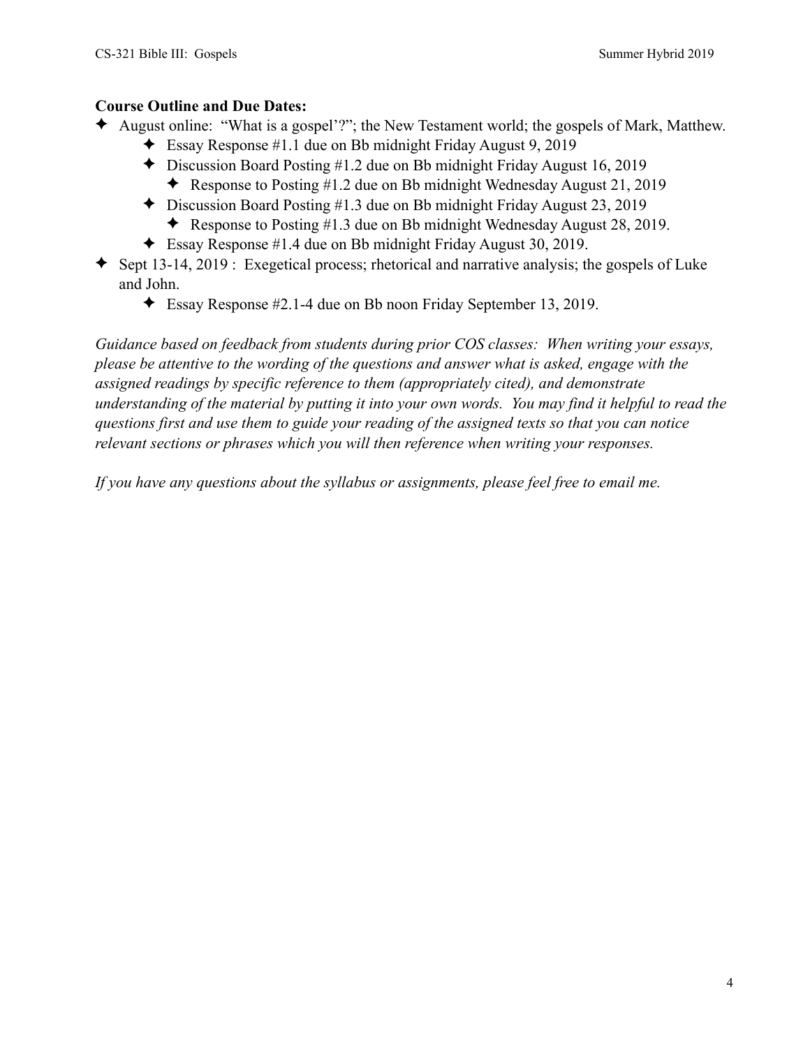**Course Outline and Due Dates:**

- August online: "What is a gospel'?"; the New Testament world; the gospels of Mark, Matthew.
    - Essay Response #1.1 due on Bb midnight Friday August 9, 2019
    - Discussion Board Posting #1.2 due on Bb midnight Friday August 16, 2019
        - Response to Posting #1.2 due on Bb midnight Wednesday August 21, 2019
    - Discussion Board Posting #1.3 due on Bb midnight Friday August 23, 2019
        - Response to Posting #1.3 due on Bb midnight Wednesday August 28, 2019.
    - Essay Response #1.4 due on Bb midnight Friday August 30, 2019.
- Sept 13-14, 2019 : Exegetical process; rhetorical and narrative analysis; the gospels of Luke and John.
    - Essay Response #2.1-4 due on Bb noon Friday September 13, 2019.

*Guidance based on feedback from students during prior COS classes: When writing your essays, please be attentive to the wording of the questions and answer what is asked, engage with the assigned readings by specific reference to them (appropriately cited), and demonstrate understanding of the material by putting it into your own words. You may find it helpful to read the questions first and use them to guide your reading of the assigned texts so that you can notice relevant sections or phrases which you will then reference when writing your responses.*

*If you have any questions about the syllabus or assignments, please feel free to email me.*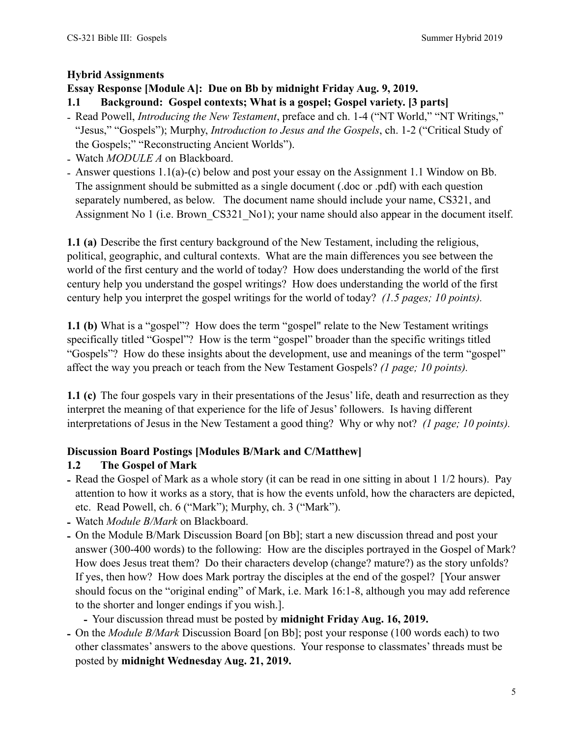**Hybrid Assignments**

**Essay Response [Module A]: Due on Bb by midnight Friday Aug. 9, 2019.**

**1.1 Background: Gospel contexts; What is a gospel; Gospel variety. [3 parts]**

- Read Powell, *Introducing the New Testament*, preface and ch. 1-4 ("NT World," "NT Writings," "Jesus," "Gospels"); Murphy, *Introduction to Jesus and the Gospels*, ch. 1-2 ("Critical Study of the Gospels;" "Reconstructing Ancient Worlds").
- Watch *MODULE A* on Blackboard.
- Answer questions 1.1(a)-(c) below and post your essay on the Assignment 1.1 Window on Bb. The assignment should be submitted as a single document (.doc or .pdf) with each question separately numbered, as below. The document name should include your name, CS321, and Assignment No 1 (i.e. Brown_CS321_No1); your name should also appear in the document itself.

**1.1 (a)** Describe the first century background of the New Testament, including the religious, political, geographic, and cultural contexts. What are the main differences you see between the world of the first century and the world of today? How does understanding the world of the first century help you understand the gospel writings? How does understanding the world of the first century help you interpret the gospel writings for the world of today? *(1.5 pages; 10 points).*

**1.1 (b)** What is a "gospel"? How does the term "gospel" relate to the New Testament writings specifically titled "Gospel"? How is the term "gospel" broader than the specific writings titled "Gospels"? How do these insights about the development, use and meanings of the term "gospel" affect the way you preach or teach from the New Testament Gospels? *(1 page; 10 points).*

**1.1 (c)** The four gospels vary in their presentations of the Jesus' life, death and resurrection as they interpret the meaning of that experience for the life of Jesus' followers. Is having different interpretations of Jesus in the New Testament a good thing? Why or why not? *(1 page; 10 points).*

**Discussion Board Postings [Modules B/Mark and C/Matthew]**

**1.2 The Gospel of Mark**

- Read the Gospel of Mark as a whole story (it can be read in one sitting in about 1 1/2 hours). Pay attention to how it works as a story, that is how the events unfold, how the characters are depicted, etc. Read Powell, ch. 6 ("Mark"); Murphy, ch. 3 ("Mark").
- Watch *Module B/Mark* on Blackboard.
- On the Module B/Mark Discussion Board [on Bb]; start a new discussion thread and post your answer (300-400 words) to the following: How are the disciples portrayed in the Gospel of Mark? How does Jesus treat them? Do their characters develop (change? mature?) as the story unfolds? If yes, then how? How does Mark portray the disciples at the end of the gospel? [Your answer should focus on the "original ending" of Mark, i.e. Mark 16:1-8, although you may add reference to the shorter and longer endings if you wish.].
  - Your discussion thread must be posted by **midnight Friday Aug. 16, 2019.**
- On the *Module B/Mark* Discussion Board [on Bb]; post your response (100 words each) to two other classmates' answers to the above questions. Your response to classmates' threads must be posted by **midnight Wednesday Aug. 21, 2019.**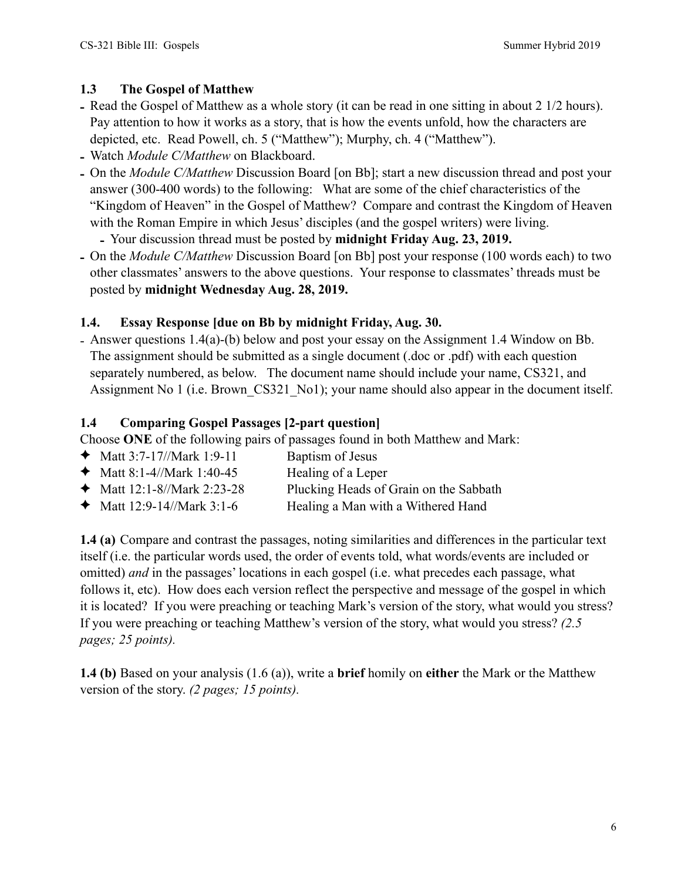### 1.3 The Gospel of Matthew

- Read the Gospel of Matthew as a whole story (it can be read in one sitting in about 2 1/2 hours). Pay attention to how it works as a story, that is how the events unfold, how the characters are depicted, etc. Read Powell, ch. 5 ("Matthew"); Murphy, ch. 4 ("Matthew").
- Watch *Module C/Matthew* on Blackboard.
- On the *Module C/Matthew* Discussion Board [on Bb]; start a new discussion thread and post your answer (300-400 words) to the following: What are some of the chief characteristics of the "Kingdom of Heaven" in the Gospel of Matthew? Compare and contrast the Kingdom of Heaven with the Roman Empire in which Jesus' disciples (and the gospel writers) were living.
  - Your discussion thread must be posted by **midnight Friday Aug. 23, 2019.**
- On the *Module C/Matthew* Discussion Board [on Bb] post your response (100 words each) to two other classmates' answers to the above questions. Your response to classmates' threads must be posted by **midnight Wednesday Aug. 28, 2019.**

### 1.4. Essay Response [due on Bb by midnight Friday, Aug. 30.

- Answer questions 1.4(a)-(b) below and post your essay on the Assignment 1.4 Window on Bb. The assignment should be submitted as a single document (.doc or .pdf) with each question separately numbered, as below. The document name should include your name, CS321, and Assignment No 1 (i.e. Brown_CS321_No1); your name should also appear in the document itself.

### 1.4 Comparing Gospel Passages [2-part question]

Choose **ONE** of the following pairs of passages found in both Matthew and Mark:

- ✦ Matt 3:7-17//Mark 1:9-11 — Baptism of Jesus
- ✦ Matt 8:1-4//Mark 1:40-45 — Healing of a Leper
- ✦ Matt 12:1-8//Mark 2:23-28 — Plucking Heads of Grain on the Sabbath
- ✦ Matt 12:9-14//Mark 3:1-6 — Healing a Man with a Withered Hand

**1.4 (a)** Compare and contrast the passages, noting similarities and differences in the particular text itself (i.e. the particular words used, the order of events told, what words/events are included or omitted) *and* in the passages' locations in each gospel (i.e. what precedes each passage, what follows it, etc). How does each version reflect the perspective and message of the gospel in which it is located? If you were preaching or teaching Mark's version of the story, what would you stress? If you were preaching or teaching Matthew's version of the story, what would you stress? *(2.5 pages; 25 points).*

**1.4 (b)** Based on your analysis (1.6 (a)), write a **brief** homily on **either** the Mark or the Matthew version of the story. *(2 pages; 15 points).*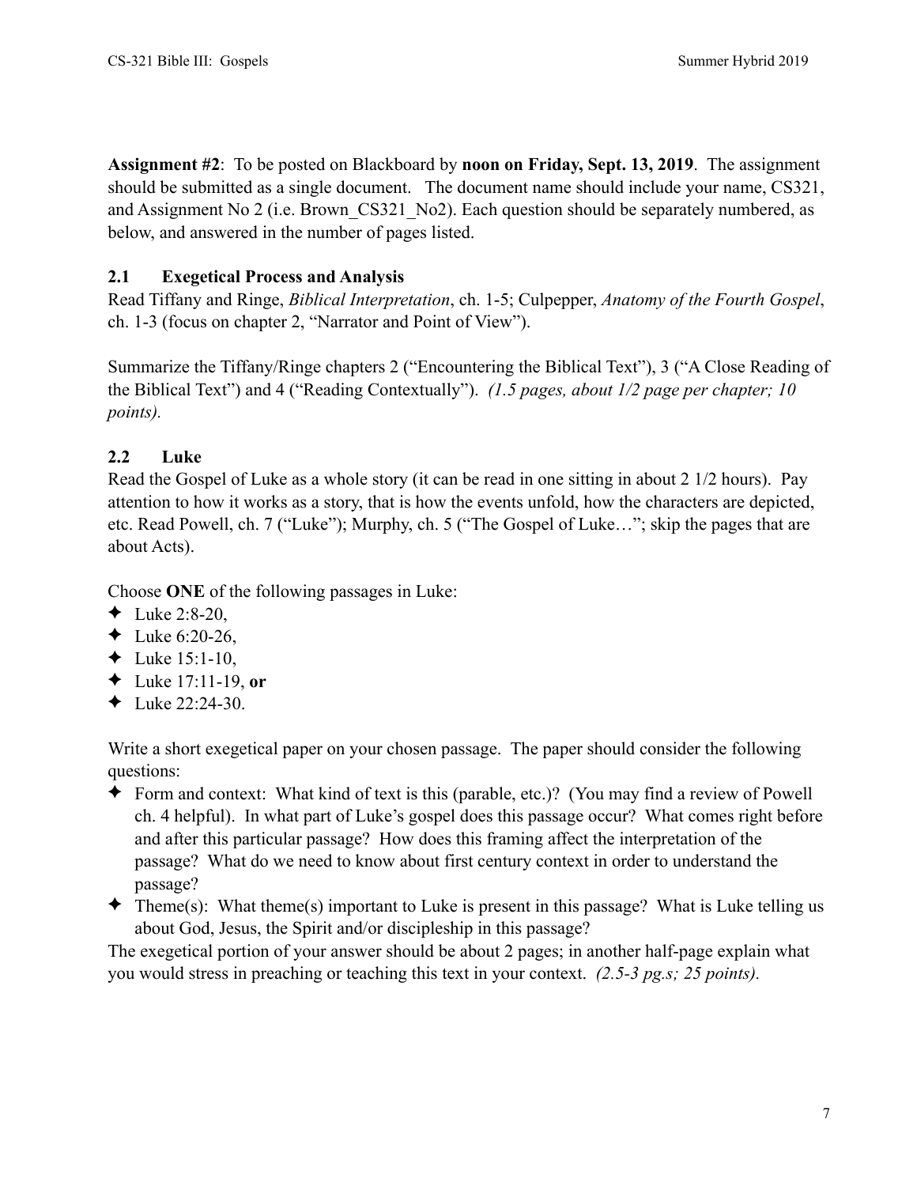**Assignment #2**: To be posted on Blackboard by **noon on Friday, Sept. 13, 2019**. The assignment should be submitted as a single document. The document name should include your name, CS321, and Assignment No 2 (i.e. Brown_CS321_No2). Each question should be separately numbered, as below, and answered in the number of pages listed.

## 2.1 Exegetical Process and Analysis

Read Tiffany and Ringe, *Biblical Interpretation*, ch. 1-5; Culpepper, *Anatomy of the Fourth Gospel*, ch. 1-3 (focus on chapter 2, "Narrator and Point of View").

Summarize the Tiffany/Ringe chapters 2 ("Encountering the Biblical Text"), 3 ("A Close Reading of the Biblical Text") and 4 ("Reading Contextually"). *(1.5 pages, about 1/2 page per chapter; 10 points).*

## 2.2 Luke

Read the Gospel of Luke as a whole story (it can be read in one sitting in about 2 1/2 hours). Pay attention to how it works as a story, that is how the events unfold, how the characters are depicted, etc. Read Powell, ch. 7 ("Luke"); Murphy, ch. 5 ("The Gospel of Luke…"; skip the pages that are about Acts).

Choose **ONE** of the following passages in Luke:

- ✦ Luke 2:8-20,
- ✦ Luke 6:20-26,
- ✦ Luke 15:1-10,
- ✦ Luke 17:11-19, **or**
- ✦ Luke 22:24-30.

Write a short exegetical paper on your chosen passage. The paper should consider the following questions:

- ✦ Form and context: What kind of text is this (parable, etc.)? (You may find a review of Powell ch. 4 helpful). In what part of Luke's gospel does this passage occur? What comes right before and after this particular passage? How does this framing affect the interpretation of the passage? What do we need to know about first century context in order to understand the passage?
- ✦ Theme(s): What theme(s) important to Luke is present in this passage? What is Luke telling us about God, Jesus, the Spirit and/or discipleship in this passage?

The exegetical portion of your answer should be about 2 pages; in another half-page explain what you would stress in preaching or teaching this text in your context. *(2.5-3 pg.s; 25 points).*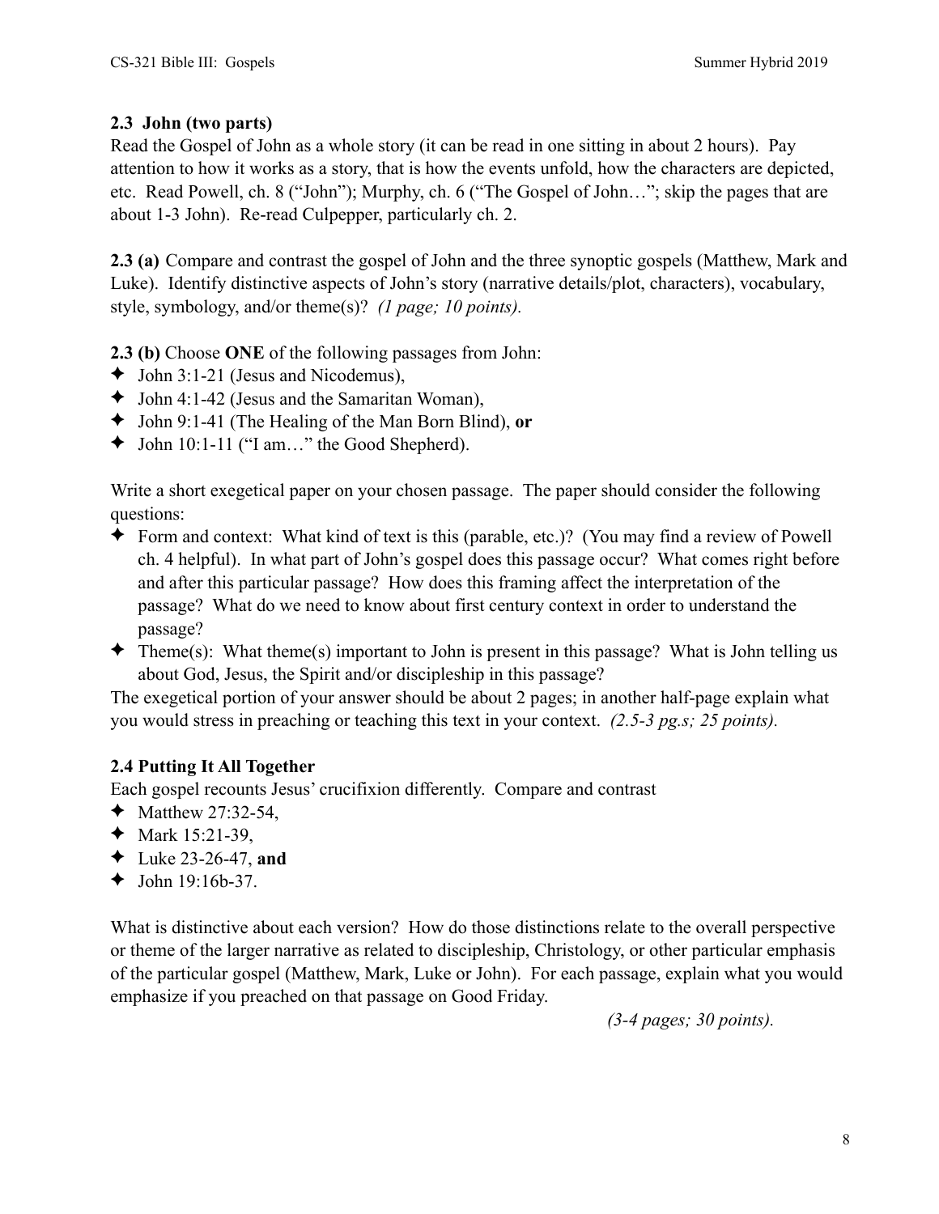### 2.3 John (two parts)

Read the Gospel of John as a whole story (it can be read in one sitting in about 2 hours). Pay attention to how it works as a story, that is how the events unfold, how the characters are depicted, etc. Read Powell, ch. 8 ("John"); Murphy, ch. 6 ("The Gospel of John…"; skip the pages that are about 1-3 John). Re-read Culpepper, particularly ch. 2.

**2.3 (a)** Compare and contrast the gospel of John and the three synoptic gospels (Matthew, Mark and Luke). Identify distinctive aspects of John's story (narrative details/plot, characters), vocabulary, style, symbology, and/or theme(s)? *(1 page; 10 points).*

**2.3 (b)** Choose **ONE** of the following passages from John:

- ✦ John 3:1-21 (Jesus and Nicodemus),
- ✦ John 4:1-42 (Jesus and the Samaritan Woman),
- ✦ John 9:1-41 (The Healing of the Man Born Blind), **or**
- ✦ John 10:1-11 ("I am…" the Good Shepherd).

Write a short exegetical paper on your chosen passage. The paper should consider the following questions:

- ✦ Form and context: What kind of text is this (parable, etc.)? (You may find a review of Powell ch. 4 helpful). In what part of John's gospel does this passage occur? What comes right before and after this particular passage? How does this framing affect the interpretation of the passage? What do we need to know about first century context in order to understand the passage?
- ✦ Theme(s): What theme(s) important to John is present in this passage? What is John telling us about God, Jesus, the Spirit and/or discipleship in this passage?

The exegetical portion of your answer should be about 2 pages; in another half-page explain what you would stress in preaching or teaching this text in your context. *(2.5-3 pg.s; 25 points).*

### 2.4 Putting It All Together

Each gospel recounts Jesus' crucifixion differently. Compare and contrast

- ✦ Matthew 27:32-54,
- ✦ Mark 15:21-39,
- ✦ Luke 23-26-47, **and**
- ✦ John 19:16b-37.

What is distinctive about each version? How do those distinctions relate to the overall perspective or theme of the larger narrative as related to discipleship, Christology, or other particular emphasis of the particular gospel (Matthew, Mark, Luke or John). For each passage, explain what you would emphasize if you preached on that passage on Good Friday.

*(3-4 pages; 30 points).*